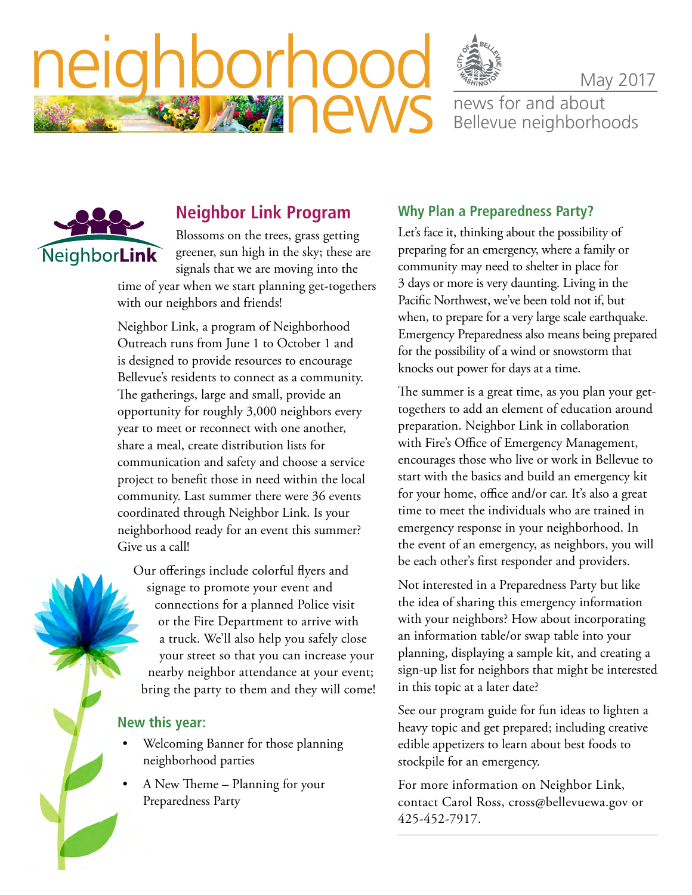# neighborhood news

May 2017

news for and about Bellevue neighborhoods

## Neighbor Link Program

Blossoms on the trees, grass getting greener, sun high in the sky; these are signals that we are moving into the time of year when we start planning get-togethers with our neighbors and friends!

Neighbor Link, a program of Neighborhood Outreach runs from June 1 to October 1 and is designed to provide resources to encourage Bellevue's residents to connect as a community. The gatherings, large and small, provide an opportunity for roughly 3,000 neighbors every year to meet or reconnect with one another, share a meal, create distribution lists for communication and safety and choose a service project to benefit those in need within the local community. Last summer there were 36 events coordinated through Neighbor Link. Is your neighborhood ready for an event this summer? Give us a call!

Our offerings include colorful flyers and signage to promote your event and connections for a planned Police visit or the Fire Department to arrive with a truck. We'll also help you safely close your street so that you can increase your nearby neighbor attendance at your event; bring the party to them and they will come!

### New this year:

- Welcoming Banner for those planning neighborhood parties
- A New Theme – Planning for your Preparedness Party

### Why Plan a Preparedness Party?

Let's face it, thinking about the possibility of preparing for an emergency, where a family or community may need to shelter in place for 3 days or more is very daunting. Living in the Pacific Northwest, we've been told not if, but when, to prepare for a very large scale earthquake. Emergency Preparedness also means being prepared for the possibility of a wind or snowstorm that knocks out power for days at a time.

The summer is a great time, as you plan your get-togethers to add an element of education around preparation. Neighbor Link in collaboration with Fire's Office of Emergency Management, encourages those who live or work in Bellevue to start with the basics and build an emergency kit for your home, office and/or car. It's also a great time to meet the individuals who are trained in emergency response in your neighborhood. In the event of an emergency, as neighbors, you will be each other's first responder and providers.

Not interested in a Preparedness Party but like the idea of sharing this emergency information with your neighbors? How about incorporating an information table/or swap table into your planning, displaying a sample kit, and creating a sign-up list for neighbors that might be interested in this topic at a later date?

See our program guide for fun ideas to lighten a heavy topic and get prepared; including creative edible appetizers to learn about best foods to stockpile for an emergency.

For more information on Neighbor Link, contact Carol Ross, cross@bellevuewa.gov or 425-452-7917.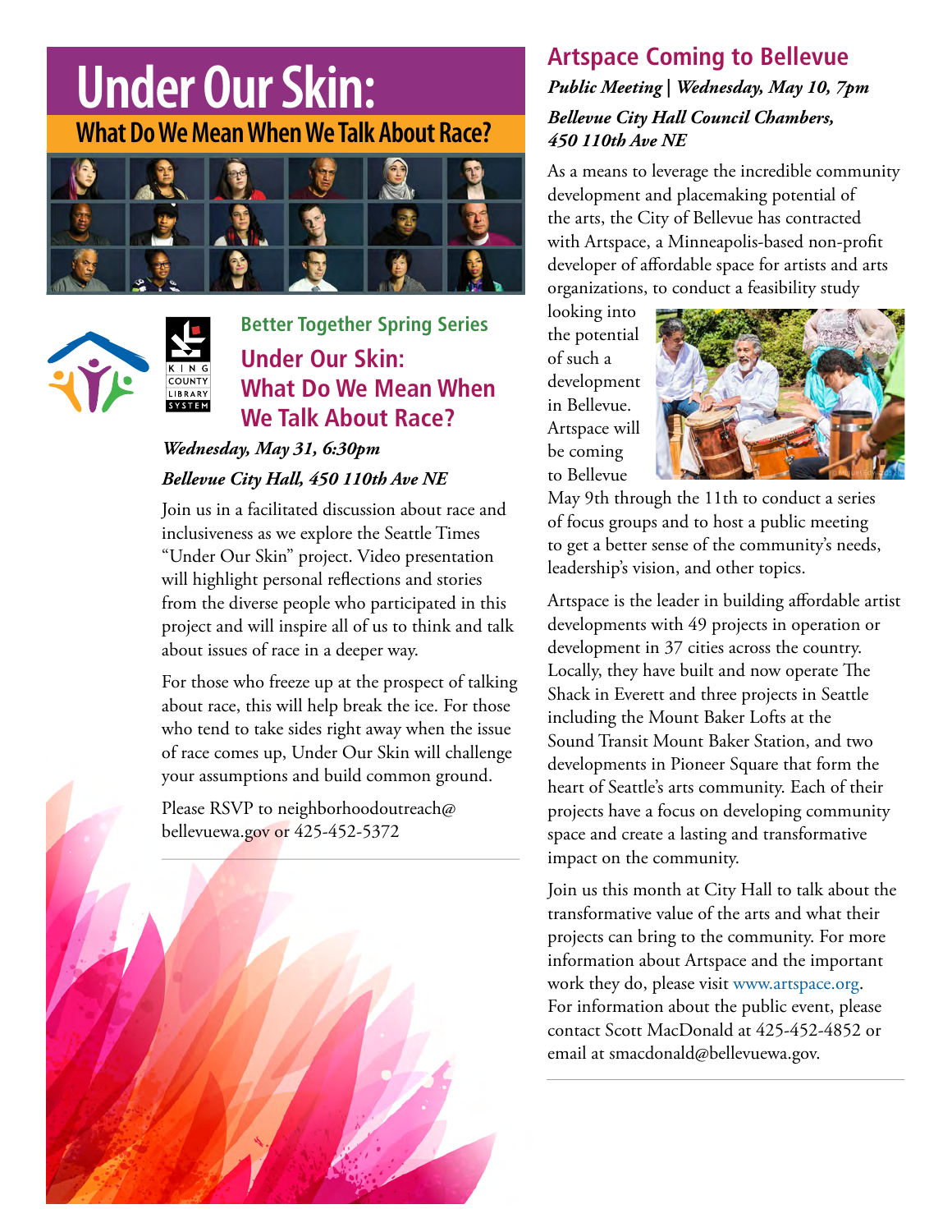# Under Our Skin:

## What Do We Mean When We Talk About Race?

Better Together Spring Series

## Under Our Skin: What Do We Mean When We Talk About Race?

*Wednesday, May 31, 6:30pm*

*Bellevue City Hall, 450 110th Ave NE*

Join us in a facilitated discussion about race and inclusiveness as we explore the Seattle Times "Under Our Skin" project. Video presentation will highlight personal reflections and stories from the diverse people who participated in this project and will inspire all of us to think and talk about issues of race in a deeper way.

For those who freeze up at the prospect of talking about race, this will help break the ice. For those who tend to take sides right away when the issue of race comes up, Under Our Skin will challenge your assumptions and build common ground.

Please RSVP to neighborhoodoutreach@bellevuewa.gov or 425-452-5372

## Artspace Coming to Bellevue

*Public Meeting | Wednesday, May 10, 7pm*

*Bellevue City Hall Council Chambers, 450 110th Ave NE*

As a means to leverage the incredible community development and placemaking potential of the arts, the City of Bellevue has contracted with Artspace, a Minneapolis-based non-profit developer of affordable space for artists and arts organizations, to conduct a feasibility study looking into the potential of such a development in Bellevue. Artspace will be coming to Bellevue May 9th through the 11th to conduct a series of focus groups and to host a public meeting to get a better sense of the community's needs, leadership's vision, and other topics.

Artspace is the leader in building affordable artist developments with 49 projects in operation or development in 37 cities across the country. Locally, they have built and now operate The Shack in Everett and three projects in Seattle including the Mount Baker Lofts at the Sound Transit Mount Baker Station, and two developments in Pioneer Square that form the heart of Seattle's arts community. Each of their projects have a focus on developing community space and create a lasting and transformative impact on the community.

Join us this month at City Hall to talk about the transformative value of the arts and what their projects can bring to the community. For more information about Artspace and the important work they do, please visit www.artspace.org. For information about the public event, please contact Scott MacDonald at 425-452-4852 or email at smacdonald@bellevuewa.gov.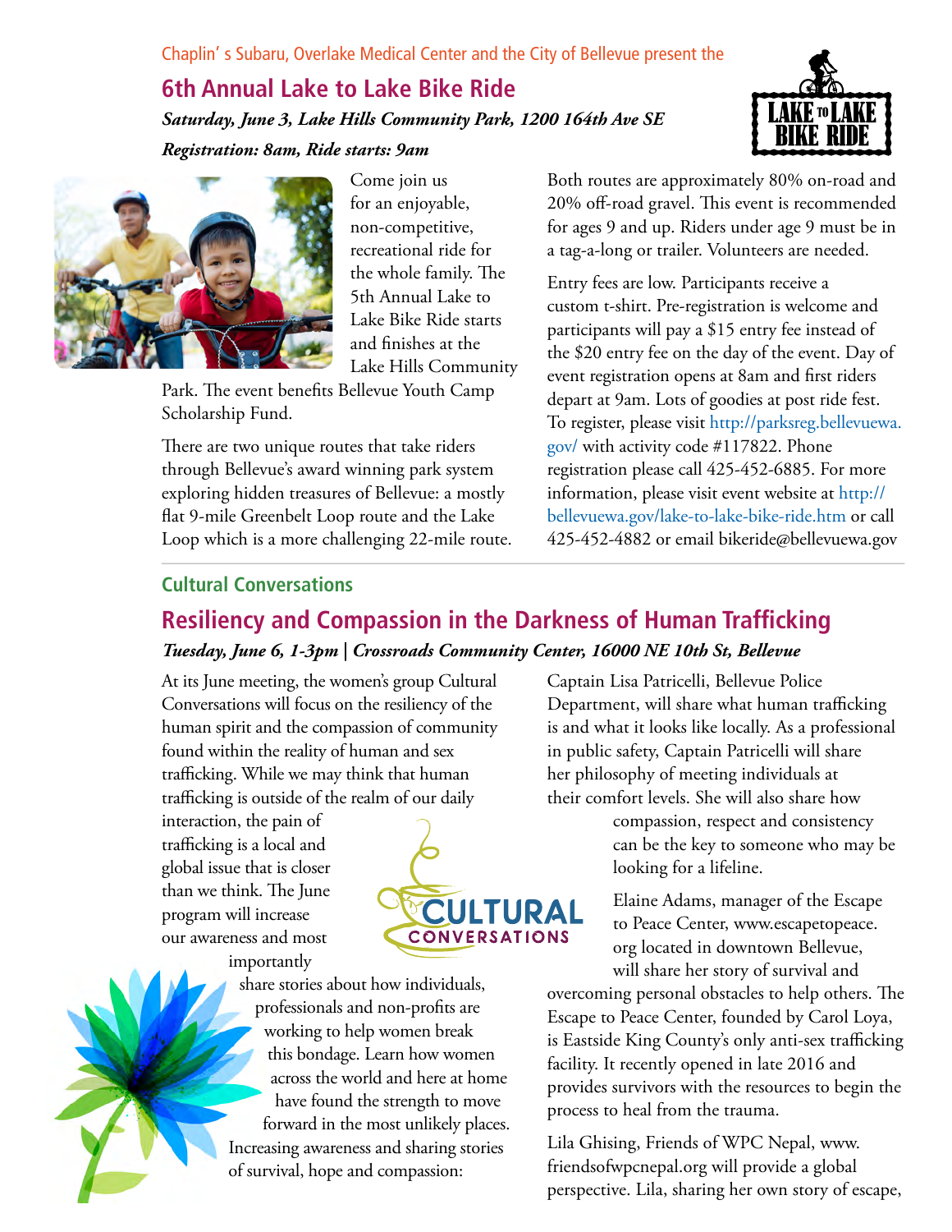Chaplin' s Subaru, Overlake Medical Center and the City of Bellevue present the

## 6th Annual Lake to Lake Bike Ride

***Saturday, June 3, Lake Hills Community Park, 1200 164th Ave SE***

***Registration: 8am, Ride starts: 9am***

Come join us for an enjoyable, non-competitive, recreational ride for the whole family. The 5th Annual Lake to Lake Bike Ride starts and finishes at the Lake Hills Community Park. The event benefits Bellevue Youth Camp Scholarship Fund.

There are two unique routes that take riders through Bellevue's award winning park system exploring hidden treasures of Bellevue: a mostly flat 9-mile Greenbelt Loop route and the Lake Loop which is a more challenging 22-mile route. Both routes are approximately 80% on-road and 20% off-road gravel. This event is recommended for ages 9 and up. Riders under age 9 must be in a tag-a-long or trailer. Volunteers are needed.

Entry fees are low. Participants receive a custom t-shirt. Pre-registration is welcome and participants will pay a $15 entry fee instead of the $20 entry fee on the day of the event. Day of event registration opens at 8am and first riders depart at 9am. Lots of goodies at post ride fest. To register, please visit http://parksreg.bellevuewa.gov/ with activity code #117822. Phone registration please call 425-452-6885. For more information, please visit event website at http://bellevuewa.gov/lake-to-lake-bike-ride.htm or call 425-452-4882 or email bikeride@bellevuewa.gov

### Cultural Conversations

## Resiliency and Compassion in the Darkness of Human Trafficking

***Tuesday, June 6, 1-3pm | Crossroads Community Center, 16000 NE 10th St, Bellevue***

At its June meeting, the women's group Cultural Conversations will focus on the resiliency of the human spirit and the compassion of community found within the reality of human and sex trafficking. While we may think that human trafficking is outside of the realm of our daily interaction, the pain of trafficking is a local and global issue that is closer than we think. The June program will increase our awareness and most importantly share stories about how individuals, professionals and non-profits are working to help women break this bondage. Learn how women across the world and here at home have found the strength to move forward in the most unlikely places. Increasing awareness and sharing stories of survival, hope and compassion:

Captain Lisa Patricelli, Bellevue Police Department, will share what human trafficking is and what it looks like locally. As a professional in public safety, Captain Patricelli will share her philosophy of meeting individuals at their comfort levels. She will also share how compassion, respect and consistency can be the key to someone who may be looking for a lifeline.

Elaine Adams, manager of the Escape to Peace Center, www.escapetopeace.org located in downtown Bellevue, will share her story of survival and overcoming personal obstacles to help others. The Escape to Peace Center, founded by Carol Loya, is Eastside King County's only anti-sex trafficking facility. It recently opened in late 2016 and provides survivors with the resources to begin the process to heal from the trauma.

Lila Ghising, Friends of WPC Nepal, www.friendsofwpcnepal.org will provide a global perspective. Lila, sharing her own story of escape,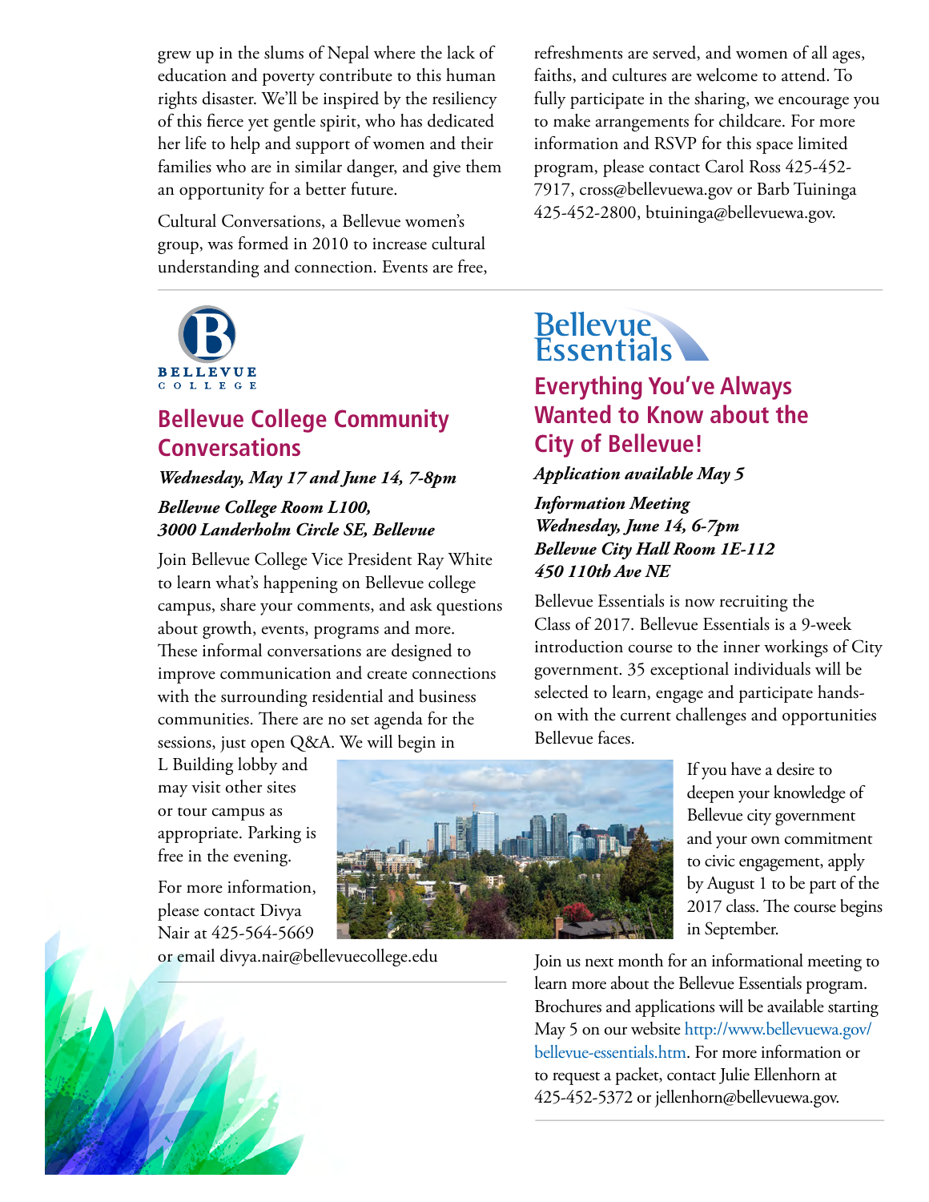grew up in the slums of Nepal where the lack of education and poverty contribute to this human rights disaster. We'll be inspired by the resiliency of this fierce yet gentle spirit, who has dedicated her life to help and support of women and their families who are in similar danger, and give them an opportunity for a better future.

Cultural Conversations, a Bellevue women's group, was formed in 2010 to increase cultural understanding and connection. Events are free, refreshments are served, and women of all ages, faiths, and cultures are welcome to attend. To fully participate in the sharing, we encourage you to make arrangements for childcare. For more information and RSVP for this space limited program, please contact Carol Ross 425-452-7917, cross@bellevuewa.gov or Barb Tuininga 425-452-2800, btuininga@bellevuewa.gov.

BELLEVUE COLLEGE

## Bellevue College Community Conversations

***Wednesday, May 17 and June 14, 7-8pm***

***Bellevue College Room L100, 3000 Landerholm Circle SE, Bellevue***

Join Bellevue College Vice President Ray White to learn what's happening on Bellevue college campus, share your comments, and ask questions about growth, events, programs and more. These informal conversations are designed to improve communication and create connections with the surrounding residential and business communities. There are no set agenda for the sessions, just open Q&A. We will begin in L Building lobby and may visit other sites or tour campus as appropriate. Parking is free in the evening.

For more information, please contact Divya Nair at 425-564-5669 or email divya.nair@bellevuecollege.edu

Bellevue Essentials

## Everything You've Always Wanted to Know about the City of Bellevue!

***Application available May 5***

***Information Meeting***
***Wednesday, June 14, 6-7pm***
***Bellevue City Hall Room 1E-112***
***450 110th Ave NE***

Bellevue Essentials is now recruiting the Class of 2017. Bellevue Essentials is a 9-week introduction course to the inner workings of City government. 35 exceptional individuals will be selected to learn, engage and participate hands-on with the current challenges and opportunities Bellevue faces.

If you have a desire to deepen your knowledge of Bellevue city government and your own commitment to civic engagement, apply by August 1 to be part of the 2017 class. The course begins in September.

Join us next month for an informational meeting to learn more about the Bellevue Essentials program. Brochures and applications will be available starting May 5 on our website http://www.bellevuewa.gov/bellevue-essentials.htm. For more information or to request a packet, contact Julie Ellenhorn at 425-452-5372 or jellenhorn@bellevuewa.gov.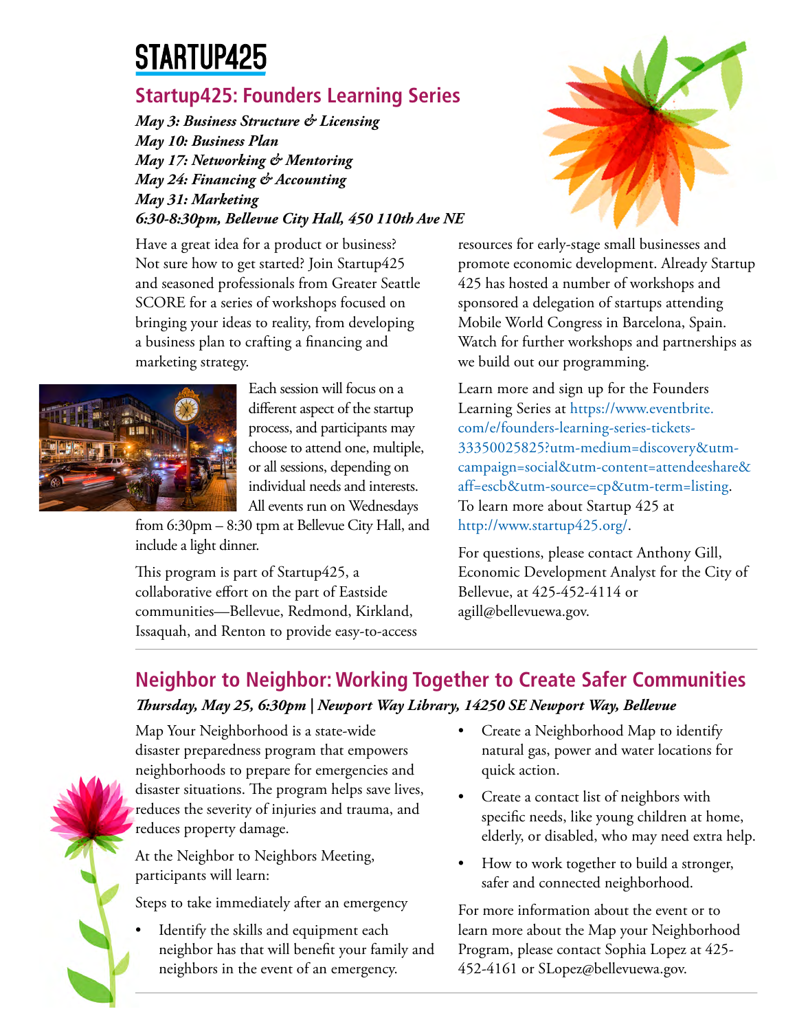# STARTUP425

## Startup425: Founders Learning Series

***May 3: Business Structure & Licensing***
***May 10: Business Plan***
***May 17: Networking & Mentoring***
***May 24: Financing & Accounting***
***May 31: Marketing***
***6:30-8:30pm, Bellevue City Hall, 450 110th Ave NE***

Have a great idea for a product or business? Not sure how to get started? Join Startup425 and seasoned professionals from Greater Seattle SCORE for a series of workshops focused on bringing your ideas to reality, from developing a business plan to crafting a financing and marketing strategy.

Each session will focus on a different aspect of the startup process, and participants may choose to attend one, multiple, or all sessions, depending on individual needs and interests. All events run on Wednesdays from 6:30pm – 8:30 tpm at Bellevue City Hall, and include a light dinner.

This program is part of Startup425, a collaborative effort on the part of Eastside communities—Bellevue, Redmond, Kirkland, Issaquah, and Renton to provide easy-to-access resources for early-stage small businesses and promote economic development. Already Startup 425 has hosted a number of workshops and sponsored a delegation of startups attending Mobile World Congress in Barcelona, Spain. Watch for further workshops and partnerships as we build out our programming.

Learn more and sign up for the Founders Learning Series at https://www.eventbrite.com/e/founders-learning-series-tickets-33350025825?utm-medium=discovery&utm-campaign=social&utm-content=attendeeshare&aff=escb&utm-source=cp&utm-term=listing. To learn more about Startup 425 at http://www.startup425.org/.

For questions, please contact Anthony Gill, Economic Development Analyst for the City of Bellevue, at 425-452-4114 or agill@bellevuewa.gov.

## Neighbor to Neighbor: Working Together to Create Safer Communities

***Thursday, May 25, 6:30pm | Newport Way Library, 14250 SE Newport Way, Bellevue***

Map Your Neighborhood is a state-wide disaster preparedness program that empowers neighborhoods to prepare for emergencies and disaster situations. The program helps save lives, reduces the severity of injuries and trauma, and reduces property damage.

At the Neighbor to Neighbors Meeting, participants will learn:

Steps to take immediately after an emergency

- Identify the skills and equipment each neighbor has that will benefit your family and neighbors in the event of an emergency.
- Create a Neighborhood Map to identify natural gas, power and water locations for quick action.
- Create a contact list of neighbors with specific needs, like young children at home, elderly, or disabled, who may need extra help.
- How to work together to build a stronger, safer and connected neighborhood.

For more information about the event or to learn more about the Map your Neighborhood Program, please contact Sophia Lopez at 425-452-4161 or SLopez@bellevuewa.gov.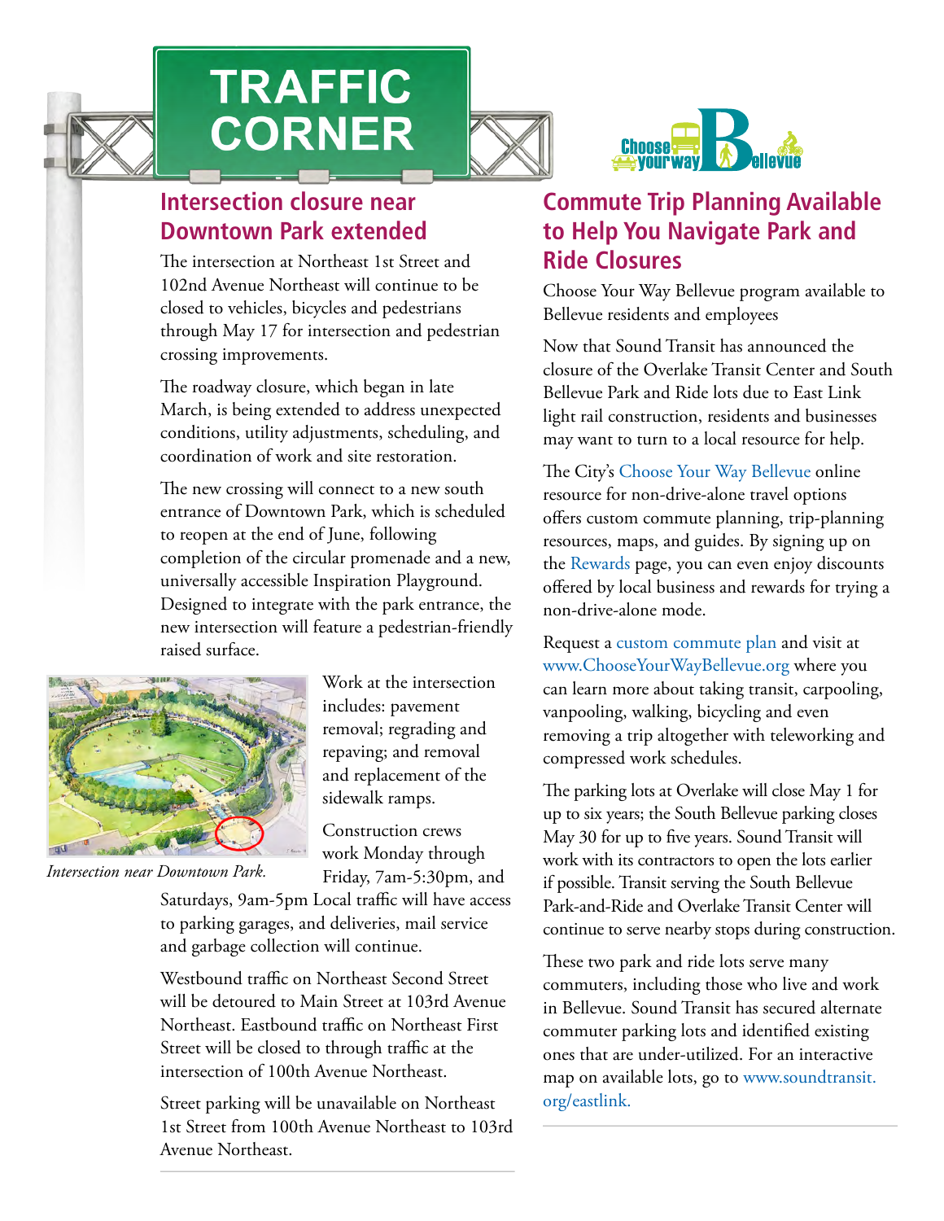# TRAFFIC CORNER

## Intersection closure near Downtown Park extended

The intersection at Northeast 1st Street and 102nd Avenue Northeast will continue to be closed to vehicles, bicycles and pedestrians through May 17 for intersection and pedestrian crossing improvements.

The roadway closure, which began in late March, is being extended to address unexpected conditions, utility adjustments, scheduling, and coordination of work and site restoration.

The new crossing will connect to a new south entrance of Downtown Park, which is scheduled to reopen at the end of June, following completion of the circular promenade and a new, universally accessible Inspiration Playground. Designed to integrate with the park entrance, the new intersection will feature a pedestrian-friendly raised surface.

*Intersection near Downtown Park.*

Work at the intersection includes: pavement removal; regrading and repaving; and removal and replacement of the sidewalk ramps.

Construction crews work Monday through Friday, 7am-5:30pm, and Saturdays, 9am-5pm Local traffic will have access to parking garages, and deliveries, mail service and garbage collection will continue.

Westbound traffic on Northeast Second Street will be detoured to Main Street at 103rd Avenue Northeast. Eastbound traffic on Northeast First Street will be closed to through traffic at the intersection of 100th Avenue Northeast.

Street parking will be unavailable on Northeast 1st Street from 100th Avenue Northeast to 103rd Avenue Northeast.

## Commute Trip Planning Available to Help You Navigate Park and Ride Closures

Choose Your Way Bellevue program available to Bellevue residents and employees

Now that Sound Transit has announced the closure of the Overlake Transit Center and South Bellevue Park and Ride lots due to East Link light rail construction, residents and businesses may want to turn to a local resource for help.

The City's Choose Your Way Bellevue online resource for non-drive-alone travel options offers custom commute planning, trip-planning resources, maps, and guides. By signing up on the Rewards page, you can even enjoy discounts offered by local business and rewards for trying a non-drive-alone mode.

Request a custom commute plan and visit at www.ChooseYourWayBellevue.org where you can learn more about taking transit, carpooling, vanpooling, walking, bicycling and even removing a trip altogether with teleworking and compressed work schedules.

The parking lots at Overlake will close May 1 for up to six years; the South Bellevue parking closes May 30 for up to five years. Sound Transit will work with its contractors to open the lots earlier if possible. Transit serving the South Bellevue Park-and-Ride and Overlake Transit Center will continue to serve nearby stops during construction.

These two park and ride lots serve many commuters, including those who live and work in Bellevue. Sound Transit has secured alternate commuter parking lots and identified existing ones that are under-utilized. For an interactive map on available lots, go to www.soundtransit.org/eastlink.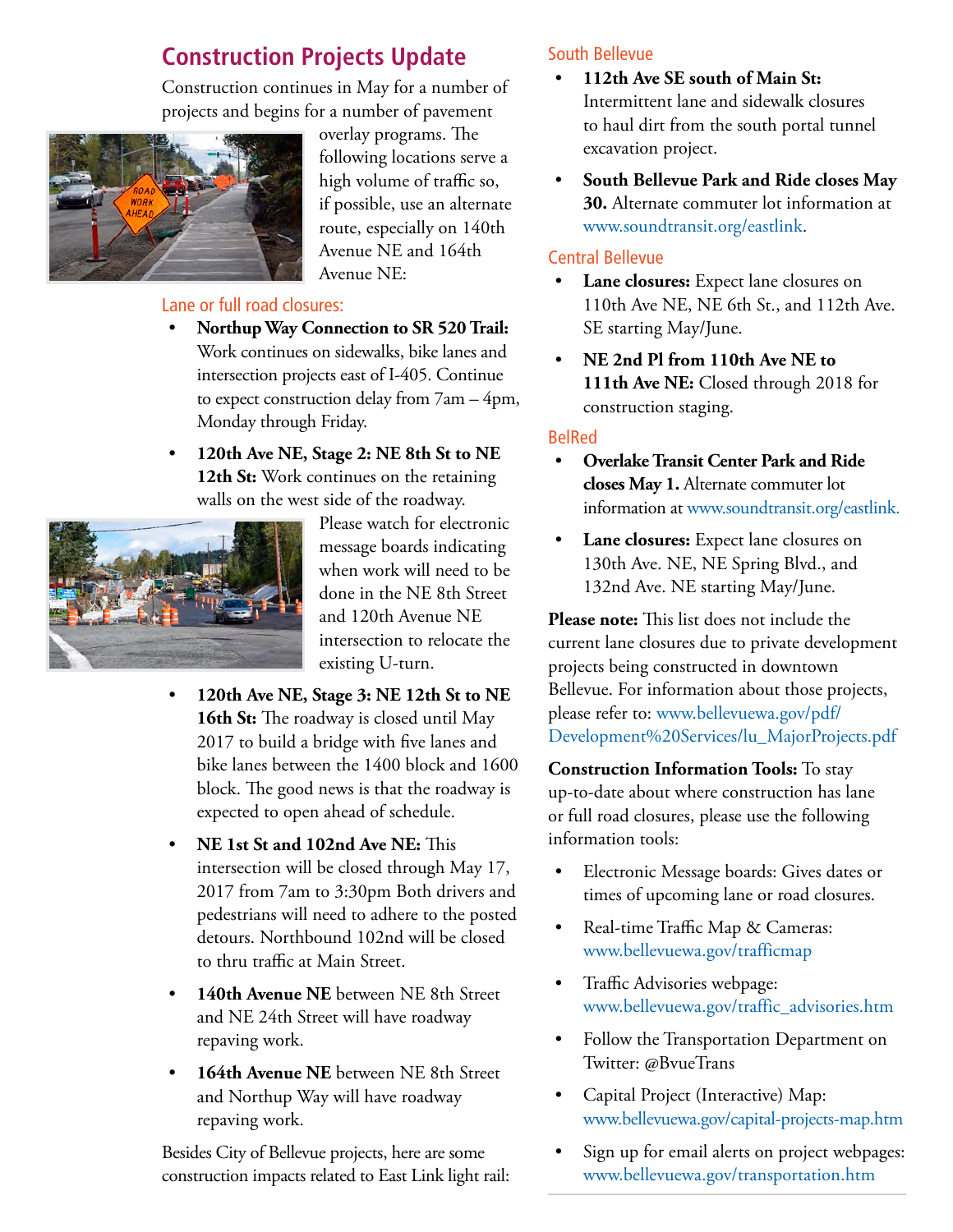## Construction Projects Update

Construction continues in May for a number of projects and begins for a number of pavement overlay programs. The following locations serve a high volume of traffic so, if possible, use an alternate route, especially on 140th Avenue NE and 164th Avenue NE:

### Lane or full road closures:

- **Northup Way Connection to SR 520 Trail:** Work continues on sidewalks, bike lanes and intersection projects east of I-405. Continue to expect construction delay from 7am – 4pm, Monday through Friday.
- **120th Ave NE, Stage 2: NE 8th St to NE 12th St:** Work continues on the retaining walls on the west side of the roadway. Please watch for electronic message boards indicating when work will need to be done in the NE 8th Street and 120th Avenue NE intersection to relocate the existing U-turn.
- **120th Ave NE, Stage 3: NE 12th St to NE 16th St:** The roadway is closed until May 2017 to build a bridge with five lanes and bike lanes between the 1400 block and 1600 block. The good news is that the roadway is expected to open ahead of schedule.
- **NE 1st St and 102nd Ave NE:** This intersection will be closed through May 17, 2017 from 7am to 3:30pm Both drivers and pedestrians will need to adhere to the posted detours. Northbound 102nd will be closed to thru traffic at Main Street.
- **140th Avenue NE** between NE 8th Street and NE 24th Street will have roadway repaving work.
- **164th Avenue NE** between NE 8th Street and Northup Way will have roadway repaving work.

Besides City of Bellevue projects, here are some construction impacts related to East Link light rail:

### South Bellevue

- **112th Ave SE south of Main St:** Intermittent lane and sidewalk closures to haul dirt from the south portal tunnel excavation project.
- **South Bellevue Park and Ride closes May 30.** Alternate commuter lot information at www.soundtransit.org/eastlink.

### Central Bellevue

- **Lane closures:** Expect lane closures on 110th Ave NE, NE 6th St., and 112th Ave. SE starting May/June.
- **NE 2nd Pl from 110th Ave NE to 111th Ave NE:** Closed through 2018 for construction staging.

### BelRed

- **Overlake Transit Center Park and Ride closes May 1.** Alternate commuter lot information at www.soundtransit.org/eastlink.
- **Lane closures:** Expect lane closures on 130th Ave. NE, NE Spring Blvd., and 132nd Ave. NE starting May/June.

**Please note:** This list does not include the current lane closures due to private development projects being constructed in downtown Bellevue. For information about those projects, please refer to: www.bellevuewa.gov/pdf/Development%20Services/lu_MajorProjects.pdf

**Construction Information Tools:** To stay up-to-date about where construction has lane or full road closures, please use the following information tools:

- Electronic Message boards: Gives dates or times of upcoming lane or road closures.
- Real-time Traffic Map & Cameras: www.bellevuewa.gov/trafficmap
- Traffic Advisories webpage: www.bellevuewa.gov/traffic_advisories.htm
- Follow the Transportation Department on Twitter: @BvueTrans
- Capital Project (Interactive) Map: www.bellevuewa.gov/capital-projects-map.htm
- Sign up for email alerts on project webpages: www.bellevuewa.gov/transportation.htm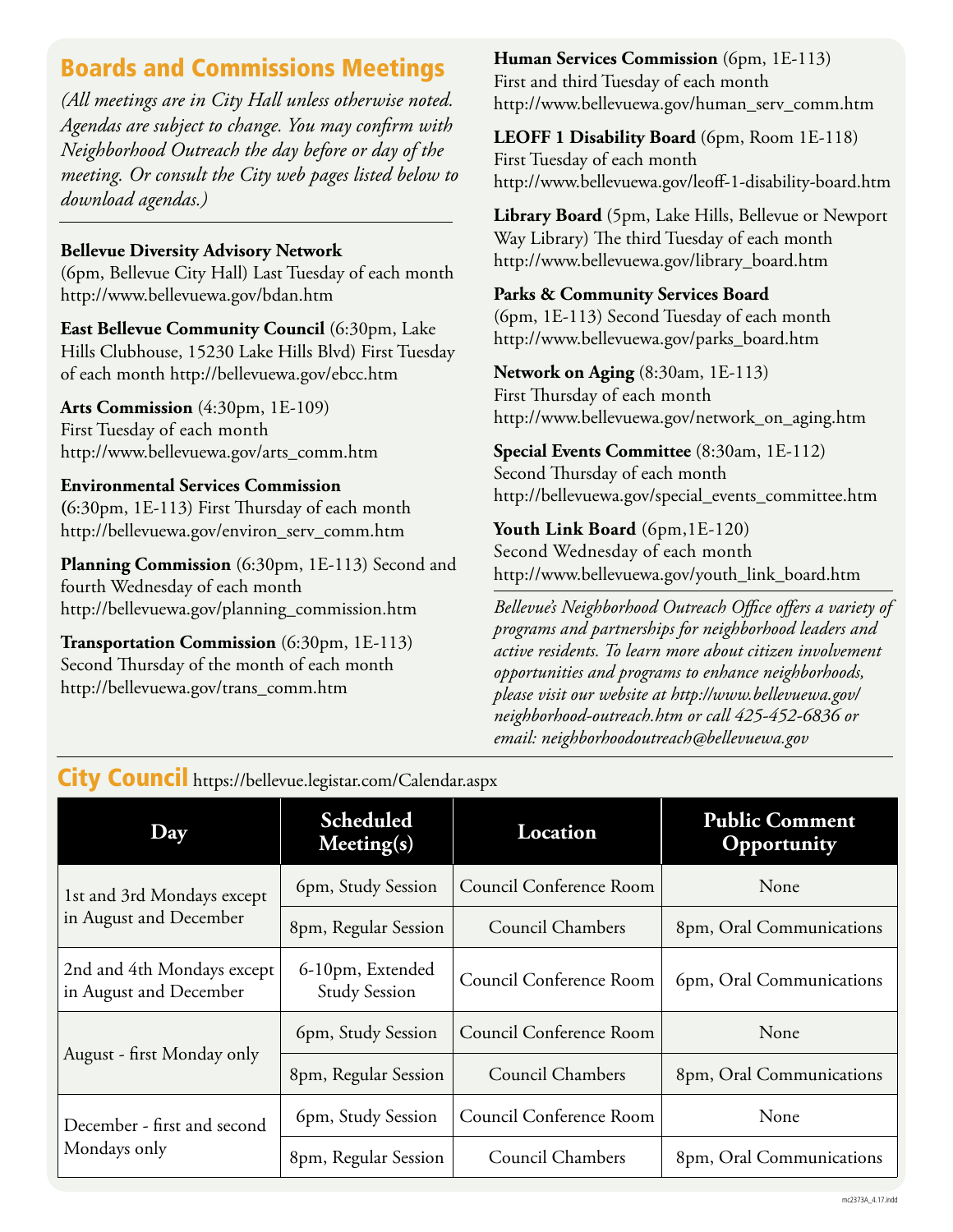## Boards and Commissions Meetings

*(All meetings are in City Hall unless otherwise noted. Agendas are subject to change. You may confirm with Neighborhood Outreach the day before or day of the meeting. Or consult the City web pages listed below to download agendas.)*

**Bellevue Diversity Advisory Network**
(6pm, Bellevue City Hall) Last Tuesday of each month
http://www.bellevuewa.gov/bdan.htm

**East Bellevue Community Council** (6:30pm, Lake Hills Clubhouse, 15230 Lake Hills Blvd) First Tuesday of each month http://bellevuewa.gov/ebcc.htm

**Arts Commission** (4:30pm, 1E-109)
First Tuesday of each month
http://www.bellevuewa.gov/arts_comm.htm

**Environmental Services Commission**
(6:30pm, 1E-113) First Thursday of each month
http://bellevuewa.gov/environ_serv_comm.htm

**Planning Commission** (6:30pm, 1E-113) Second and fourth Wednesday of each month
http://bellevuewa.gov/planning_commission.htm

**Transportation Commission** (6:30pm, 1E-113)
Second Thursday of the month of each month
http://bellevuewa.gov/trans_comm.htm

**Human Services Commission** (6pm, 1E-113)
First and third Tuesday of each month
http://www.bellevuewa.gov/human_serv_comm.htm

**LEOFF 1 Disability Board** (6pm, Room 1E-118)
First Tuesday of each month
http://www.bellevuewa.gov/leoff-1-disability-board.htm

**Library Board** (5pm, Lake Hills, Bellevue or Newport Way Library) The third Tuesday of each month
http://www.bellevuewa.gov/library_board.htm

**Parks & Community Services Board**
(6pm, 1E-113) Second Tuesday of each month
http://www.bellevuewa.gov/parks_board.htm

**Network on Aging** (8:30am, 1E-113)
First Thursday of each month
http://www.bellevuewa.gov/network_on_aging.htm

**Special Events Committee** (8:30am, 1E-112)
Second Thursday of each month
http://bellevuewa.gov/special_events_committee.htm

**Youth Link Board** (6pm,1E-120)
Second Wednesday of each month
http://www.bellevuewa.gov/youth_link_board.htm

*Bellevue's Neighborhood Outreach Office offers a variety of programs and partnerships for neighborhood leaders and active residents. To learn more about citizen involvement opportunities and programs to enhance neighborhoods, please visit our website at http://www.bellevuewa.gov/neighborhood-outreach.htm or call 425-452-6836 or email: neighborhoodoutreach@bellevuewa.gov*

## City Council https://bellevue.legistar.com/Calendar.aspx

| Day | Scheduled Meeting(s) | Location | Public Comment Opportunity |
|---|---|---|---|
| 1st and 3rd Mondays except in August and December | 6pm, Study Session | Council Conference Room | None |
| | 8pm, Regular Session | Council Chambers | 8pm, Oral Communications |
| 2nd and 4th Mondays except in August and December | 6-10pm, Extended Study Session | Council Conference Room | 6pm, Oral Communications |
| August - first Monday only | 6pm, Study Session | Council Conference Room | None |
| | 8pm, Regular Session | Council Chambers | 8pm, Oral Communications |
| December - first and second Mondays only | 6pm, Study Session | Council Conference Room | None |
| | 8pm, Regular Session | Council Chambers | 8pm, Oral Communications |